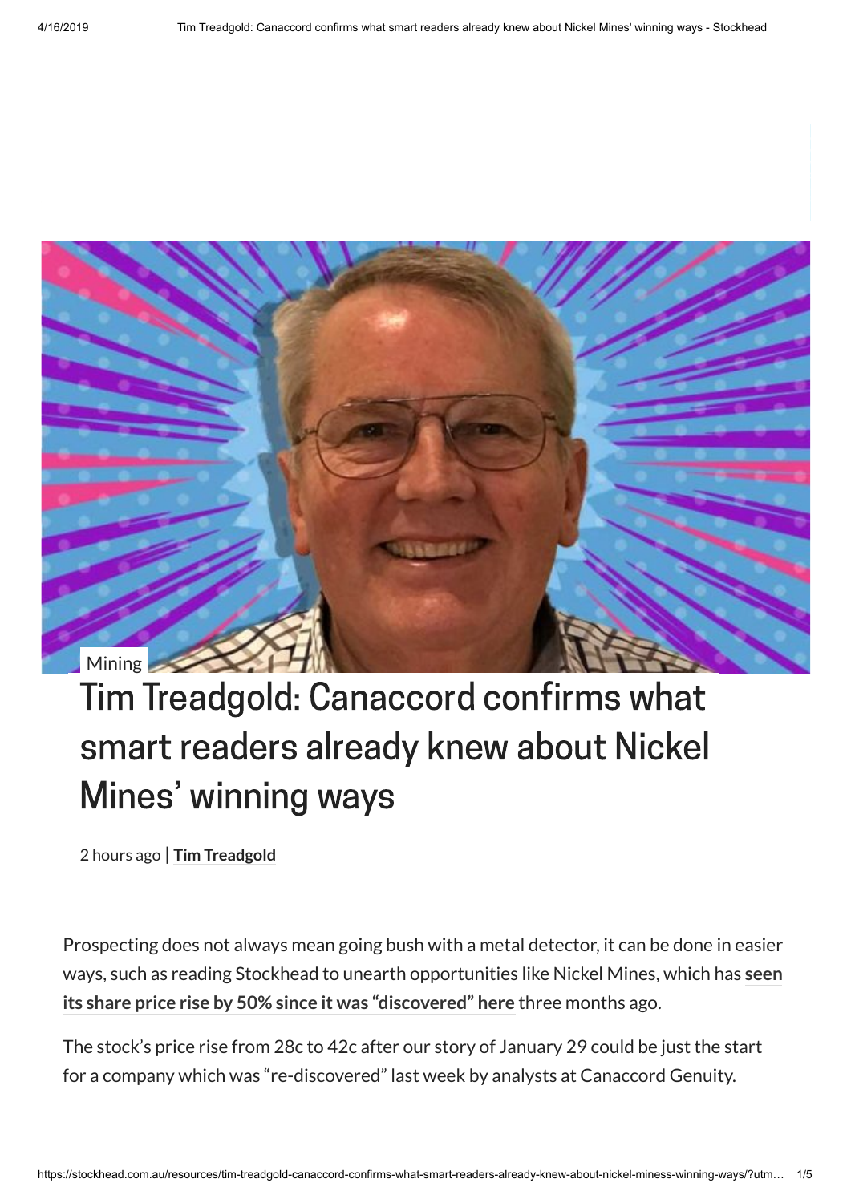Mining

# Tim Treadgold: Canaccord confirms what smart readers already knew about Nickel Mines' winning ways

2 hours ago | **Tim Treadgold**

Prospecting does not always mean going bush with a metal detector, it can be done in easier ways, such as reading Stockhead to unearth opportunities like Nickel Mines, which has **seen its share price rise by 50% since it was "discovered" here** three months ago.

The stock's price rise from 28c to 42c after our story of January 29 could be just the start for a company which was "re-discovered" last week by analysts at Canaccord Genuity.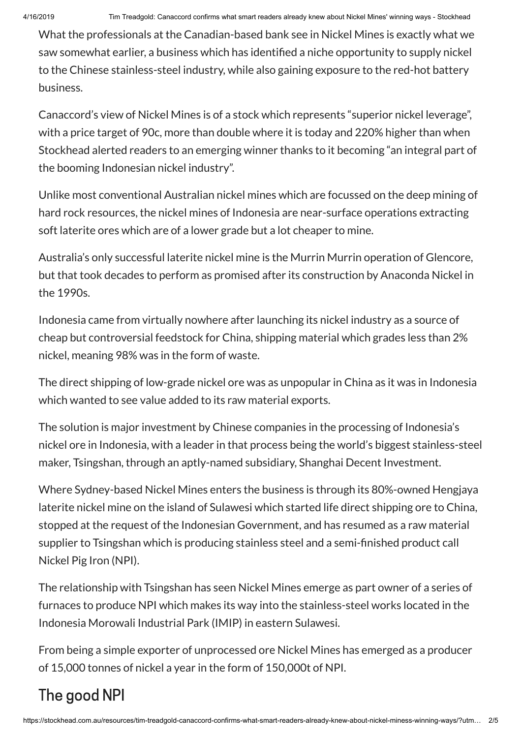What the professionals at the Canadian-based bank see in Nickel Mines is exactly what we saw somewhat earlier, a business which has identified a niche opportunity to supply nickel to the Chinese stainless-steel industry, while also gaining exposure to the red-hot battery business.

Canaccord's view of Nickel Mines is of a stock which represents "superior nickel leverage", with a price target of 90c, more than double where it is today and 220% higher than when Stockhead alerted readers to an emerging winner thanks to it becoming "an integral part of the booming Indonesian nickel industry".

Unlike most conventional Australian nickel mines which are focussed on the deep mining of hard rock resources, the nickel mines of Indonesia are near-surface operations extracting soft laterite ores which are of a lower grade but a lot cheaper to mine.

Australia's only successful laterite nickel mine is the Murrin Murrin operation of Glencore, but that took decades to perform as promised after its construction by Anaconda Nickel in the 1990s.

Indonesia came from virtually nowhere after launching its nickel industry as a source of cheap but controversial feedstock for China, shipping material which grades less than 2% nickel, meaning 98% was in the form of waste.

The direct shipping of low-grade nickel ore was as unpopular in China as it was in Indonesia which wanted to see value added to its raw material exports.

The solution is major investment by Chinese companies in the processing of Indonesia's nickel ore in Indonesia, with a leader in that process being the world's biggest stainless-steel maker, Tsingshan, through an aptly-named subsidiary, Shanghai Decent Investment.

Where Sydney-based Nickel Mines enters the business is through its 80%-owned Hengjaya laterite nickel mine on the island of Sulawesi which started life direct shipping ore to China, stopped at the request of the Indonesian Government, and has resumed as a raw material supplier to Tsingshan which is producing stainless steel and a semi-finished product call Nickel Pig Iron (NPI).

The relationship with Tsingshan has seen Nickel Mines emerge as part owner of a series of furnaces to produce NPI which makes its way into the stainless-steel works located in the Indonesia Morowali Industrial Park (IMIP) in eastern Sulawesi.

From being a simple exporter of unprocessed ore Nickel Mines has emerged as a producer of 15,000 tonnes of nickel a year in the form of 150,000t of NPI.

## The good NPI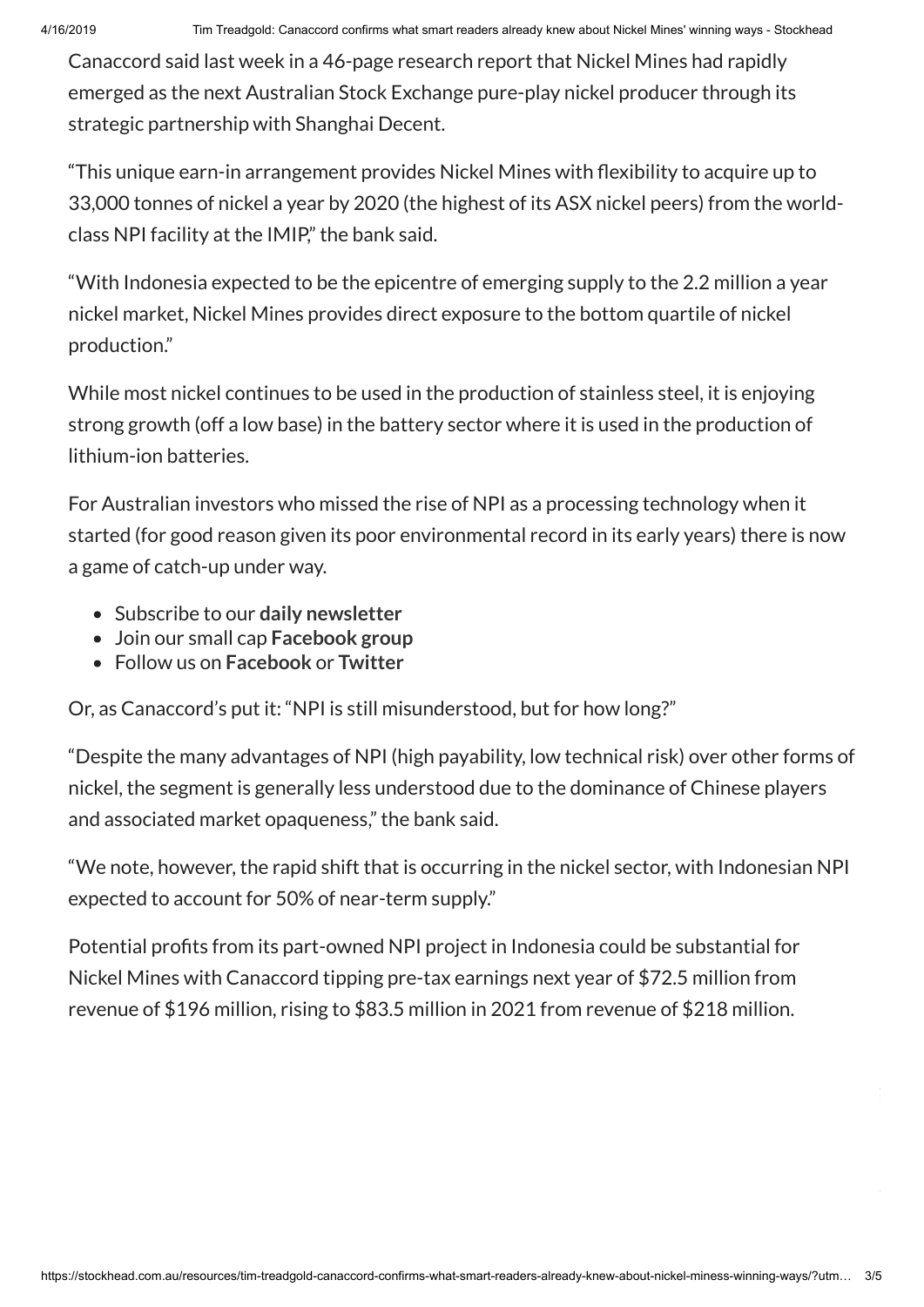Canaccord said last week in a 46-page research report that Nickel Mines had rapidly emerged as the next Australian Stock Exchange pure-play nickel producer through its strategic partnership with Shanghai Decent.

"This unique earn-in arrangement provides Nickel Mines with flexibility to acquire up to 33,000 tonnes of nickel a year by 2020 (the highest of its ASX nickel peers) from the world-class NPI facility at the IMIP," the bank said.

"With Indonesia expected to be the epicentre of emerging supply to the 2.2 million a year nickel market, Nickel Mines provides direct exposure to the bottom quartile of nickel production."

While most nickel continues to be used in the production of stainless steel, it is enjoying strong growth (off a low base) in the battery sector where it is used in the production of lithium-ion batteries.

For Australian investors who missed the rise of NPI as a processing technology when it started (for good reason given its poor environmental record in its early years) there is now a game of catch-up under way.

- Subscribe to our **daily newsletter**
- Join our small cap **Facebook group**
- Follow us on **Facebook** or **Twitter**

Or, as Canaccord's put it: "NPI is still misunderstood, but for how long?"

"Despite the many advantages of NPI (high payability, low technical risk) over other forms of nickel, the segment is generally less understood due to the dominance of Chinese players and associated market opaqueness," the bank said.

"We note, however, the rapid shift that is occurring in the nickel sector, with Indonesian NPI expected to account for 50% of near-term supply."

Potential profits from its part-owned NPI project in Indonesia could be substantial for Nickel Mines with Canaccord tipping pre-tax earnings next year of $72.5 million from revenue of $196 million, rising to $83.5 million in 2021 from revenue of $218 million.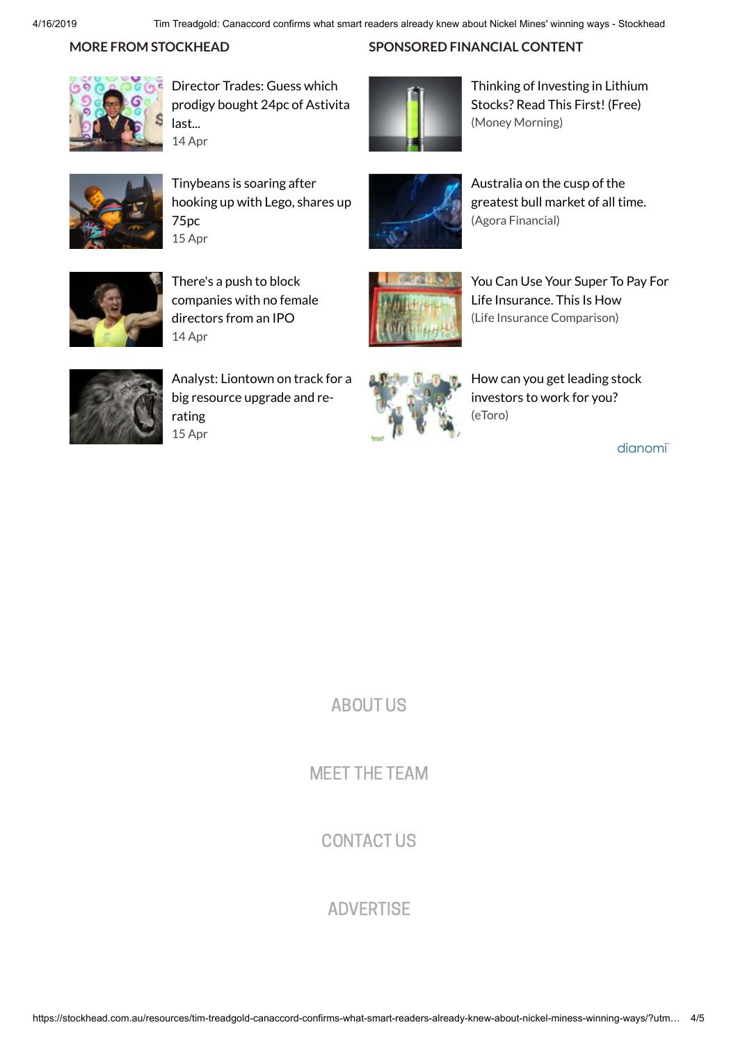## MORE FROM STOCKHEAD

Director Trades: Guess which prodigy bought 24pc of Astivita last...
14 Apr

Tinybeans is soaring after hooking up with Lego, shares up 75pc
15 Apr

There's a push to block companies with no female directors from an IPO
14 Apr

Analyst: Liontown on track for a big resource upgrade and re-rating
15 Apr

## SPONSORED FINANCIAL CONTENT

Thinking of Investing in Lithium Stocks? Read This First! (Free)
(Money Morning)

Australia on the cusp of the greatest bull market of all time.
(Agora Financial)

You Can Use Your Super To Pay For Life Insurance. This Is How
(Life Insurance Comparison)

How can you get leading stock investors to work for you?
(eToro)

dianomi

ABOUT US

MEET THE TEAM

CONTACT US

ADVERTISE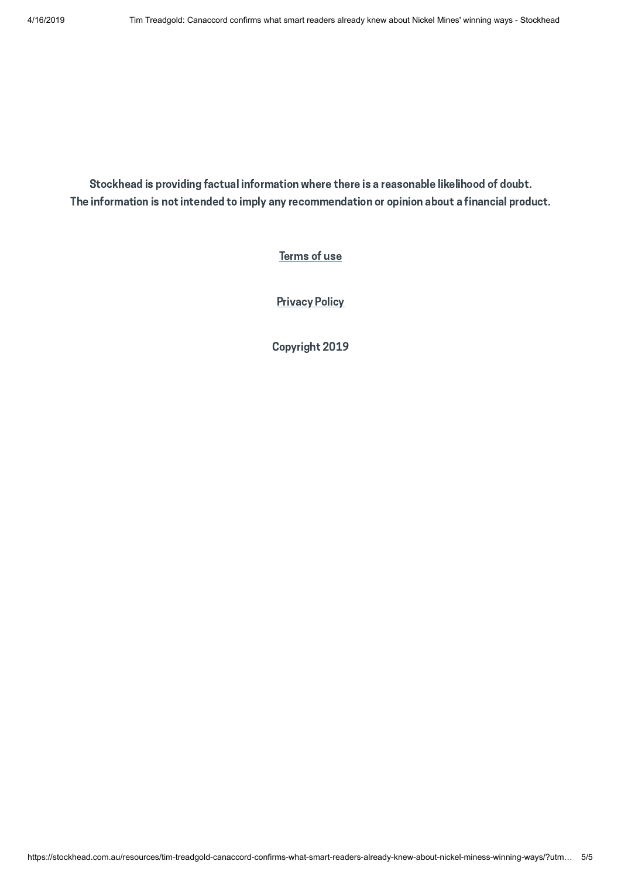Stockhead is providing factual information where there is a reasonable likelihood of doubt.
The information is not intended to imply any recommendation or opinion about a financial product.

Terms of use

Privacy Policy

Copyright 2019